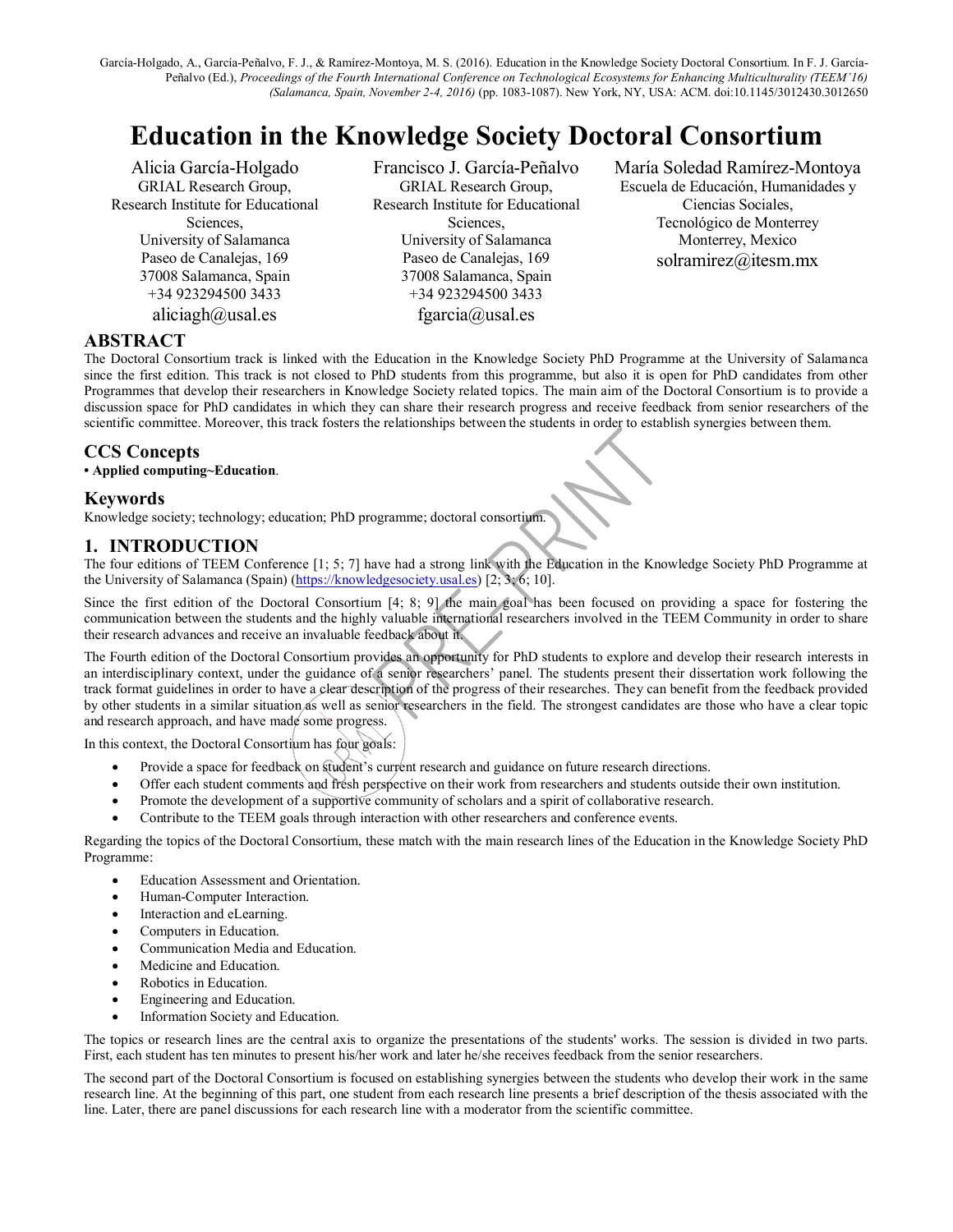García-Holgado, A., García-Peñalvo, F. J., & Ramírez-Montoya, M. S. (2016). Education in the Knowledge Society Doctoral Consortium. In F. J. García-Peñalvo (Ed.), *Proceedings of the Fourth International Conference on Technological Ecosystems for Enhancing Multiculturality (TEEM'16) (Salamanca, Spain, November 2-4, 2016)* (pp. 1083-1087). New York, NY, USA: ACM. doi:10.1145/3012430.3012650

# Education in the Knowledge Society Doctoral Consortium

Alicia García-Holgado
GRIAL Research Group,
Research Institute for Educational Sciences,
University of Salamanca
Paseo de Canalejas, 169
37008 Salamanca, Spain
+34 923294500 3433
aliciagh@usal.es

Francisco J. García-Peñalvo
GRIAL Research Group,
Research Institute for Educational Sciences,
University of Salamanca
Paseo de Canalejas, 169
37008 Salamanca, Spain
+34 923294500 3433
fgarcia@usal.es

María Soledad Ramírez-Montoya
Escuela de Educación, Humanidades y Ciencias Sociales,
Tecnológico de Monterrey
Monterrey, Mexico
solramirez@itesm.mx

## ABSTRACT

The Doctoral Consortium track is linked with the Education in the Knowledge Society PhD Programme at the University of Salamanca since the first edition. This track is not closed to PhD students from this programme, but also it is open for PhD candidates from other Programmes that develop their researchers in Knowledge Society related topics. The main aim of the Doctoral Consortium is to provide a discussion space for PhD candidates in which they can share their research progress and receive feedback from senior researchers of the scientific committee. Moreover, this track fosters the relationships between the students in order to establish synergies between them.

## CCS Concepts

• **Applied computing~Education**.

## Keywords

Knowledge society; technology; education; PhD programme; doctoral consortium.

## 1. INTRODUCTION

The four editions of TEEM Conference [1; 5; 7] have had a strong link with the Education in the Knowledge Society PhD Programme at the University of Salamanca (Spain) (https://knowledgesociety.usal.es) [2; 3; 6; 10].

Since the first edition of the Doctoral Consortium [4; 8; 9] the main goal has been focused on providing a space for fostering the communication between the students and the highly valuable international researchers involved in the TEEM Community in order to share their research advances and receive an invaluable feedback about it.

The Fourth edition of the Doctoral Consortium provides an opportunity for PhD students to explore and develop their research interests in an interdisciplinary context, under the guidance of a senior researchers' panel. The students present their dissertation work following the track format guidelines in order to have a clear description of the progress of their researches. They can benefit from the feedback provided by other students in a similar situation as well as senior researchers in the field. The strongest candidates are those who have a clear topic and research approach, and have made some progress.

In this context, the Doctoral Consortium has four goals:

- Provide a space for feedback on student's current research and guidance on future research directions.
- Offer each student comments and fresh perspective on their work from researchers and students outside their own institution.
- Promote the development of a supportive community of scholars and a spirit of collaborative research.
- Contribute to the TEEM goals through interaction with other researchers and conference events.

Regarding the topics of the Doctoral Consortium, these match with the main research lines of the Education in the Knowledge Society PhD Programme:

- Education Assessment and Orientation.
- Human-Computer Interaction.
- Interaction and eLearning.
- Computers in Education.
- Communication Media and Education.
- Medicine and Education.
- Robotics in Education.
- Engineering and Education.
- Information Society and Education.

The topics or research lines are the central axis to organize the presentations of the students' works. The session is divided in two parts. First, each student has ten minutes to present his/her work and later he/she receives feedback from the senior researchers.

The second part of the Doctoral Consortium is focused on establishing synergies between the students who develop their work in the same research line. At the beginning of this part, one student from each research line presents a brief description of the thesis associated with the line. Later, there are panel discussions for each research line with a moderator from the scientific committee.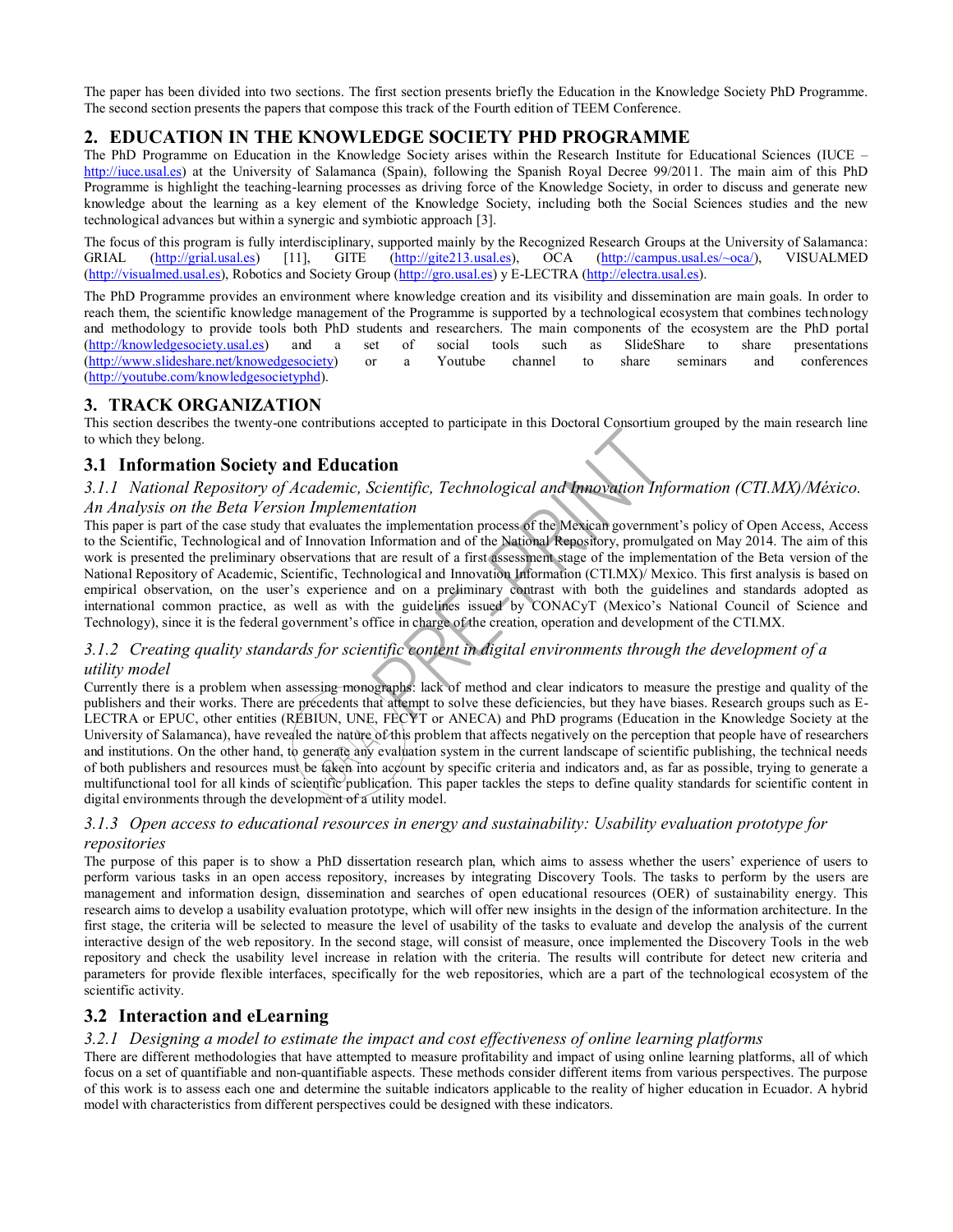The paper has been divided into two sections. The first section presents briefly the Education in the Knowledge Society PhD Programme. The second section presents the papers that compose this track of the Fourth edition of TEEM Conference.

## 2. EDUCATION IN THE KNOWLEDGE SOCIETY PHD PROGRAMME

The PhD Programme on Education in the Knowledge Society arises within the Research Institute for Educational Sciences (IUCE – http://iuce.usal.es) at the University of Salamanca (Spain), following the Spanish Royal Decree 99/2011. The main aim of this PhD Programme is highlight the teaching-learning processes as driving force of the Knowledge Society, in order to discuss and generate new knowledge about the learning as a key element of the Knowledge Society, including both the Social Sciences studies and the new technological advances but within a synergic and symbiotic approach [3].

The focus of this program is fully interdisciplinary, supported mainly by the Recognized Research Groups at the University of Salamanca: GRIAL (http://grial.usal.es) [11], GITE (http://gite213.usal.es), OCA (http://campus.usal.es/~oca/), VISUALMED (http://visualmed.usal.es), Robotics and Society Group (http://gro.usal.es) y E-LECTRA (http://electra.usal.es).

The PhD Programme provides an environment where knowledge creation and its visibility and dissemination are main goals. In order to reach them, the scientific knowledge management of the Programme is supported by a technological ecosystem that combines technology and methodology to provide tools both PhD students and researchers. The main components of the ecosystem are the PhD portal (http://knowledgesociety.usal.es) and a set of social tools such as SlideShare to share presentations (http://www.slideshare.net/knowedgesociety) or a Youtube channel to share seminars and conferences (http://youtube.com/knowledgesocietyphd).

## 3. TRACK ORGANIZATION

This section describes the twenty-one contributions accepted to participate in this Doctoral Consortium grouped by the main research line to which they belong.

### 3.1 Information Society and Education

#### *3.1.1 National Repository of Academic, Scientific, Technological and Innovation Information (CTI.MX)/México. An Analysis on the Beta Version Implementation*

This paper is part of the case study that evaluates the implementation process of the Mexican government's policy of Open Access, Access to the Scientific, Technological and of Innovation Information and of the National Repository, promulgated on May 2014. The aim of this work is presented the preliminary observations that are result of a first assessment stage of the implementation of the Beta version of the National Repository of Academic, Scientific, Technological and Innovation Information (CTI.MX)/ Mexico. This first analysis is based on empirical observation, on the user's experience and on a preliminary contrast with both the guidelines and standards adopted as international common practice, as well as with the guidelines issued by CONACyT (Mexico's National Council of Science and Technology), since it is the federal government's office in charge of the creation, operation and development of the CTI.MX.

#### *3.1.2 Creating quality standards for scientific content in digital environments through the development of a utility model*

Currently there is a problem when assessing monographs: lack of method and clear indicators to measure the prestige and quality of the publishers and their works. There are precedents that attempt to solve these deficiencies, but they have biases. Research groups such as E-LECTRA or EPUC, other entities (REBIUN, UNE, FECYT or ANECA) and PhD programs (Education in the Knowledge Society at the University of Salamanca), have revealed the nature of this problem that affects negatively on the perception that people have of researchers and institutions. On the other hand, to generate any evaluation system in the current landscape of scientific publishing, the technical needs of both publishers and resources must be taken into account by specific criteria and indicators and, as far as possible, trying to generate a multifunctional tool for all kinds of scientific publication. This paper tackles the steps to define quality standards for scientific content in digital environments through the development of a utility model.

#### *3.1.3 Open access to educational resources in energy and sustainability: Usability evaluation prototype for repositories*

The purpose of this paper is to show a PhD dissertation research plan, which aims to assess whether the users' experience of users to perform various tasks in an open access repository, increases by integrating Discovery Tools. The tasks to perform by the users are management and information design, dissemination and searches of open educational resources (OER) of sustainability energy. This research aims to develop a usability evaluation prototype, which will offer new insights in the design of the information architecture. In the first stage, the criteria will be selected to measure the level of usability of the tasks to evaluate and develop the analysis of the current interactive design of the web repository. In the second stage, will consist of measure, once implemented the Discovery Tools in the web repository and check the usability level increase in relation with the criteria. The results will contribute for detect new criteria and parameters for provide flexible interfaces, specifically for the web repositories, which are a part of the technological ecosystem of the scientific activity.

### 3.2 Interaction and eLearning

#### *3.2.1 Designing a model to estimate the impact and cost effectiveness of online learning platforms*

There are different methodologies that have attempted to measure profitability and impact of using online learning platforms, all of which focus on a set of quantifiable and non-quantifiable aspects. These methods consider different items from various perspectives. The purpose of this work is to assess each one and determine the suitable indicators applicable to the reality of higher education in Ecuador. A hybrid model with characteristics from different perspectives could be designed with these indicators.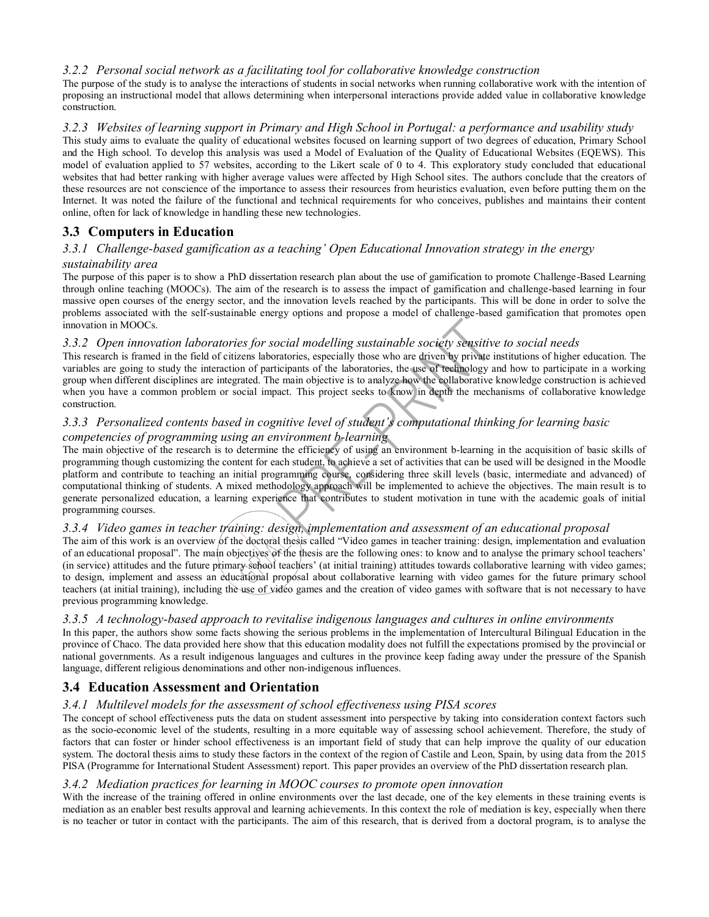### 3.2.2 *Personal social network as a facilitating tool for collaborative knowledge construction*

The purpose of the study is to analyse the interactions of students in social networks when running collaborative work with the intention of proposing an instructional model that allows determining when interpersonal interactions provide added value in collaborative knowledge construction.

### 3.2.3 *Websites of learning support in Primary and High School in Portugal: a performance and usability study*

This study aims to evaluate the quality of educational websites focused on learning support of two degrees of education, Primary School and the High school. To develop this analysis was used a Model of Evaluation of the Quality of Educational Websites (EQEWS). This model of evaluation applied to 57 websites, according to the Likert scale of 0 to 4. This exploratory study concluded that educational websites that had better ranking with higher average values were affected by High School sites. The authors conclude that the creators of these resources are not conscience of the importance to assess their resources from heuristics evaluation, even before putting them on the Internet. It was noted the failure of the functional and technical requirements for who conceives, publishes and maintains their content online, often for lack of knowledge in handling these new technologies.

## 3.3 Computers in Education

### 3.3.1 *Challenge-based gamification as a teaching' Open Educational Innovation strategy in the energy sustainability area*

The purpose of this paper is to show a PhD dissertation research plan about the use of gamification to promote Challenge-Based Learning through online teaching (MOOCs). The aim of the research is to assess the impact of gamification and challenge-based learning in four massive open courses of the energy sector, and the innovation levels reached by the participants. This will be done in order to solve the problems associated with the self-sustainable energy options and propose a model of challenge-based gamification that promotes open innovation in MOOCs.

### 3.3.2 *Open innovation laboratories for social modelling sustainable society sensitive to social needs*

This research is framed in the field of citizens laboratories, especially those who are driven by private institutions of higher education. The variables are going to study the interaction of participants of the laboratories, the use of technology and how to participate in a working group when different disciplines are integrated. The main objective is to analyze how the collaborative knowledge construction is achieved when you have a common problem or social impact. This project seeks to know in depth the mechanisms of collaborative knowledge construction.

### 3.3.3 *Personalized contents based in cognitive level of student's computational thinking for learning basic competencies of programming using an environment b-learning*

The main objective of the research is to determine the efficiency of using an environment b-learning in the acquisition of basic skills of programming though customizing the content for each student, to achieve a set of activities that can be used will be designed in the Moodle platform and contribute to teaching an initial programming course, considering three skill levels (basic, intermediate and advanced) of computational thinking of students. A mixed methodology approach will be implemented to achieve the objectives. The main result is to generate personalized education, a learning experience that contributes to student motivation in tune with the academic goals of initial programming courses.

### 3.3.4 *Video games in teacher training: design, implementation and assessment of an educational proposal*

The aim of this work is an overview of the doctoral thesis called "Video games in teacher training: design, implementation and evaluation of an educational proposal". The main objectives of the thesis are the following ones: to know and to analyse the primary school teachers' (in service) attitudes and the future primary school teachers' (at initial training) attitudes towards collaborative learning with video games; to design, implement and assess an educational proposal about collaborative learning with video games for the future primary school teachers (at initial training), including the use of video games and the creation of video games with software that is not necessary to have previous programming knowledge.

### 3.3.5 *A technology-based approach to revitalise indigenous languages and cultures in online environments*

In this paper, the authors show some facts showing the serious problems in the implementation of Intercultural Bilingual Education in the province of Chaco. The data provided here show that this education modality does not fulfill the expectations promised by the provincial or national governments. As a result indigenous languages and cultures in the province keep fading away under the pressure of the Spanish language, different religious denominations and other non-indigenous influences.

## 3.4 Education Assessment and Orientation

### 3.4.1 *Multilevel models for the assessment of school effectiveness using PISA scores*

The concept of school effectiveness puts the data on student assessment into perspective by taking into consideration context factors such as the socio-economic level of the students, resulting in a more equitable way of assessing school achievement. Therefore, the study of factors that can foster or hinder school effectiveness is an important field of study that can help improve the quality of our education system. The doctoral thesis aims to study these factors in the context of the region of Castile and Leon, Spain, by using data from the 2015 PISA (Programme for International Student Assessment) report. This paper provides an overview of the PhD dissertation research plan.

### 3.4.2 *Mediation practices for learning in MOOC courses to promote open innovation*

With the increase of the training offered in online environments over the last decade, one of the key elements in these training events is mediation as an enabler best results approval and learning achievements. In this context the role of mediation is key, especially when there is no teacher or tutor in contact with the participants. The aim of this research, that is derived from a doctoral program, is to analyse the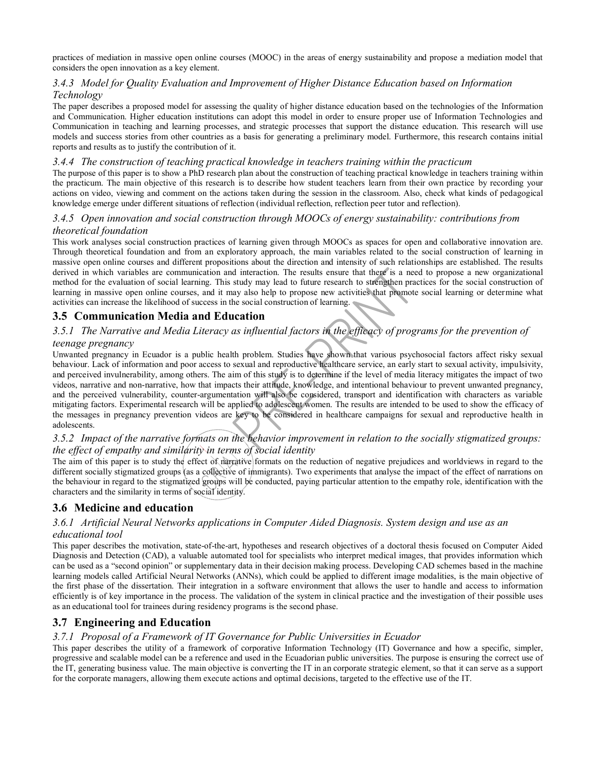practices of mediation in massive open online courses (MOOC) in the areas of energy sustainability and propose a mediation model that considers the open innovation as a key element.

### *3.4.3 Model for Quality Evaluation and Improvement of Higher Distance Education based on Information Technology*

The paper describes a proposed model for assessing the quality of higher distance education based on the technologies of the Information and Communication. Higher education institutions can adopt this model in order to ensure proper use of Information Technologies and Communication in teaching and learning processes, and strategic processes that support the distance education. This research will use models and success stories from other countries as a basis for generating a preliminary model. Furthermore, this research contains initial reports and results as to justify the contribution of it.

### *3.4.4 The construction of teaching practical knowledge in teachers training within the practicum*

The purpose of this paper is to show a PhD research plan about the construction of teaching practical knowledge in teachers training within the practicum. The main objective of this research is to describe how student teachers learn from their own practice by recording your actions on video, viewing and comment on the actions taken during the session in the classroom. Also, check what kinds of pedagogical knowledge emerge under different situations of reflection (individual reflection, reflection peer tutor and reflection).

### *3.4.5 Open innovation and social construction through MOOCs of energy sustainability: contributions from theoretical foundation*

This work analyses social construction practices of learning given through MOOCs as spaces for open and collaborative innovation are. Through theoretical foundation and from an exploratory approach, the main variables related to the social construction of learning in massive open online courses and different propositions about the direction and intensity of such relationships are established. The results derived in which variables are communication and interaction. The results ensure that there is a need to propose a new organizational method for the evaluation of social learning. This study may lead to future research to strengthen practices for the social construction of learning in massive open online courses, and it may also help to propose new activities that promote social learning or determine what activities can increase the likelihood of success in the social construction of learning.

## 3.5 Communication Media and Education

### *3.5.1 The Narrative and Media Literacy as influential factors in the efficacy of programs for the prevention of teenage pregnancy*

Unwanted pregnancy in Ecuador is a public health problem. Studies have shown that various psychosocial factors affect risky sexual behaviour. Lack of information and poor access to sexual and reproductive healthcare service, an early start to sexual activity, impulsivity, and perceived invulnerability, among others. The aim of this study is to determine if the level of media literacy mitigates the impact of two videos, narrative and non-narrative, how that impacts their attitude, knowledge, and intentional behaviour to prevent unwanted pregnancy, and the perceived vulnerability, counter-argumentation will also be considered, transport and identification with characters as variable mitigating factors. Experimental research will be applied to adolescent women. The results are intended to be used to show the efficacy of the messages in pregnancy prevention videos are key to be considered in healthcare campaigns for sexual and reproductive health in adolescents.

### *3.5.2 Impact of the narrative formats on the behavior improvement in relation to the socially stigmatized groups: the effect of empathy and similarity in terms of social identity*

The aim of this paper is to study the effect of narrative formats on the reduction of negative prejudices and worldviews in regard to the different socially stigmatized groups (as a collective of immigrants). Two experiments that analyse the impact of the effect of narrations on the behaviour in regard to the stigmatized groups will be conducted, paying particular attention to the empathy role, identification with the characters and the similarity in terms of social identity.

## 3.6 Medicine and education

### *3.6.1 Artificial Neural Networks applications in Computer Aided Diagnosis. System design and use as an educational tool*

This paper describes the motivation, state-of-the-art, hypotheses and research objectives of a doctoral thesis focused on Computer Aided Diagnosis and Detection (CAD), a valuable automated tool for specialists who interpret medical images, that provides information which can be used as a "second opinion" or supplementary data in their decision making process. Developing CAD schemes based in the machine learning models called Artificial Neural Networks (ANNs), which could be applied to different image modalities, is the main objective of the first phase of the dissertation. Their integration in a software environment that allows the user to handle and access to information efficiently is of key importance in the process. The validation of the system in clinical practice and the investigation of their possible uses as an educational tool for trainees during residency programs is the second phase.

## 3.7 Engineering and Education

### *3.7.1 Proposal of a Framework of IT Governance for Public Universities in Ecuador*

This paper describes the utility of a framework of corporative Information Technology (IT) Governance and how a specific, simpler, progressive and scalable model can be a reference and used in the Ecuadorian public universities. The purpose is ensuring the correct use of the IT, generating business value. The main objective is converting the IT in an corporate strategic element, so that it can serve as a support for the corporate managers, allowing them execute actions and optimal decisions, targeted to the effective use of the IT.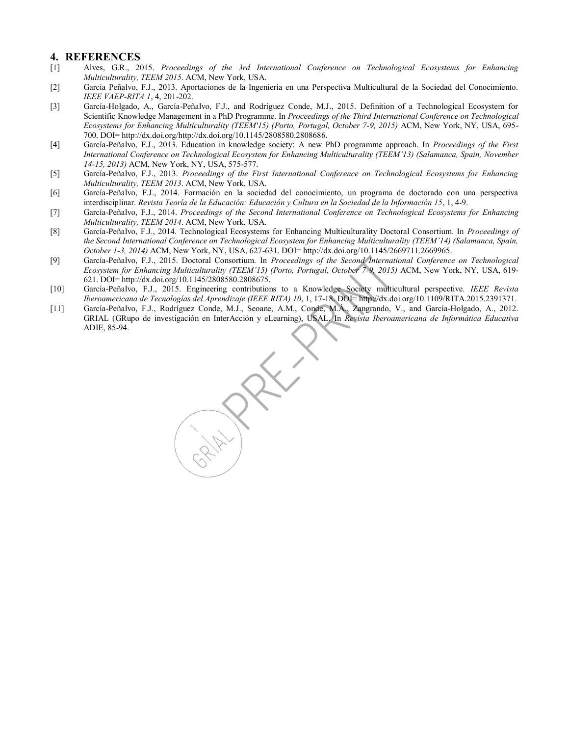## 4. REFERENCES

[1] Alves, G.R., 2015. *Proceedings of the 3rd International Conference on Technological Ecosystems for Enhancing Multiculturality, TEEM 2015*. ACM, New York, USA.

[2] García Peñalvo, F.J., 2013. Aportaciones de la Ingeniería en una Perspectiva Multicultural de la Sociedad del Conocimiento. *IEEE VAEP-RITA 1*, 4, 201-202.

[3] García-Holgado, A., García-Peñalvo, F.J., and Rodríguez Conde, M.J., 2015. Definition of a Technological Ecosystem for Scientific Knowledge Management in a PhD Programme. In *Proceedings of the Third International Conference on Technological Ecosystems for Enhancing Multiculturality (TEEM'15) (Porto, Portugal, October 7-9, 2015)* ACM, New York, NY, USA, 695-700. DOI= http://dx.doi.org/http://dx.doi.org/10.1145/2808580.2808686.

[4] García-Peñalvo, F.J., 2013. Education in knowledge society: A new PhD programme approach. In *Proceedings of the First International Conference on Technological Ecosystem for Enhancing Multiculturality (TEEM'13) (Salamanca, Spain, November 14-15, 2013)* ACM, New York, NY, USA, 575-577.

[5] García-Peñalvo, F.J., 2013. *Proceedings of the First International Conference on Technological Ecosystems for Enhancing Multiculturality, TEEM 2013*. ACM, New York, USA.

[6] García-Peñalvo, F.J., 2014. Formación en la sociedad del conocimiento, un programa de doctorado con una perspectiva interdisciplinar. *Revista Teoría de la Educación: Educación y Cultura en la Sociedad de la Información 15*, 1, 4-9.

[7] García-Peñalvo, F.J., 2014. *Proceedings of the Second International Conference on Technological Ecosystems for Enhancing Multiculturality, TEEM 2014*. ACM, New York, USA.

[8] García-Peñalvo, F.J., 2014. Technological Ecosystems for Enhancing Multiculturality Doctoral Consortium. In *Proceedings of the Second International Conference on Technological Ecosystem for Enhancing Multiculturality (TEEM'14) (Salamanca, Spain, October 1-3, 2014)* ACM, New York, NY, USA, 627-631. DOI= http://dx.doi.org/10.1145/2669711.2669965.

[9] García-Peñalvo, F.J., 2015. Doctoral Consortium. In *Proceedings of the Second International Conference on Technological Ecosystem for Enhancing Multiculturality (TEEM'15) (Porto, Portugal, October 7-9, 2015)* ACM, New York, NY, USA, 619-621. DOI= http://dx.doi.org/10.1145/2808580.2808675.

[10] García-Peñalvo, F.J., 2015. Engineering contributions to a Knowledge Society multicultural perspective. *IEEE Revista Iberoamericana de Tecnologías del Aprendizaje (IEEE RITA) 10*, 1, 17-18. DOI= http://dx.doi.org/10.1109/RITA.2015.2391371.

[11] García-Peñalvo, F.J., Rodríguez Conde, M.J., Seoane, A.M., Conde, M.A., Zangrando, V., and García-Holgado, A., 2012. GRIAL (GRupo de investigación en InterAcción y eLearning), USAL. In *Revista Iberoamericana de Informática Educativa* ADIE, 85-94.